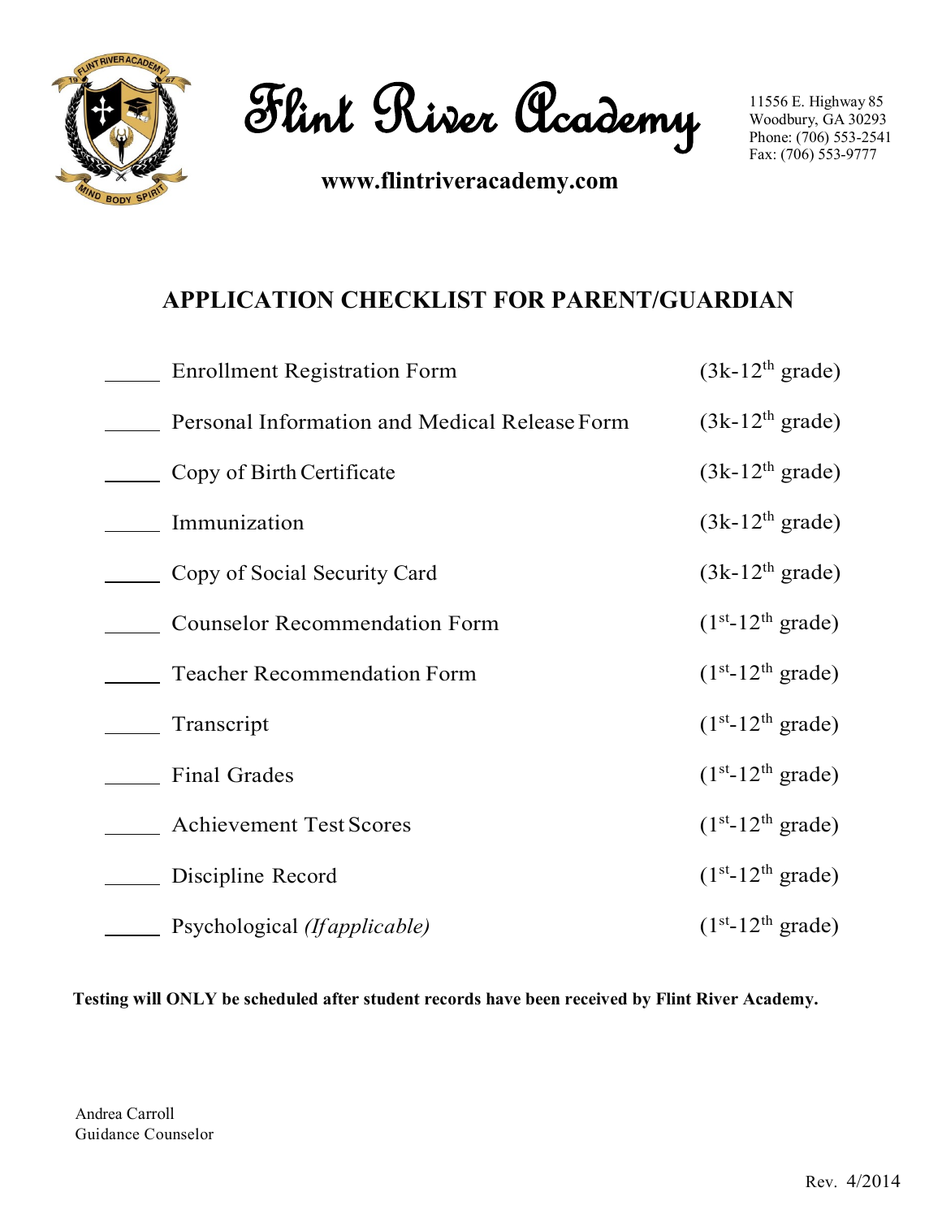# Flint River Academy

11556 E. Highway 85
Woodbury, GA 30293
Phone: (706) 553-2541
Fax: (706) 553-9777

**www.flintriveracademy.com**

## APPLICATION CHECKLIST FOR PARENT/GUARDIAN

| | Item | Grades |
|---|---|---|
| _____ | Enrollment Registration Form | (3k-12th grade) |
| _____ | Personal Information and Medical Release Form | (3k-12th grade) |
| _____ | Copy of Birth Certificate | (3k-12th grade) |
| _____ | Immunization | (3k-12th grade) |
| _____ | Copy of Social Security Card | (3k-12th grade) |
| _____ | Counselor Recommendation Form | (1st-12th grade) |
| _____ | Teacher Recommendation Form | (1st-12th grade) |
| _____ | Transcript | (1st-12th grade) |
| _____ | Final Grades | (1st-12th grade) |
| _____ | Achievement Test Scores | (1st-12th grade) |
| _____ | Discipline Record | (1st-12th grade) |
| _____ | Psychological *(If applicable)* | (1st-12th grade) |

**Testing will ONLY be scheduled after student records have been received by Flint River Academy.**

Andrea Carroll
Guidance Counselor

Rev. 4/2014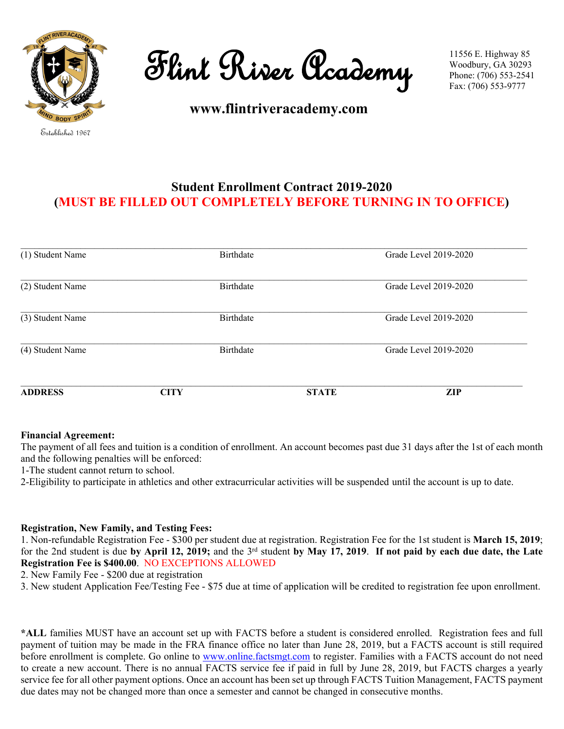# Flint River Academy

11556 E. Highway 85
Woodbury, GA 30293
Phone: (706) 553-2541
Fax: (706) 553-9777

**www.flintriveracademy.com**

Established 1967

## Student Enrollment Contract 2019-2020
## (MUST BE FILLED OUT COMPLETELY BEFORE TURNING IN TO OFFICE)

___________________________________________________________________________
(1) Student Name Birthdate Grade Level 2019-2020

___________________________________________________________________________
(2) Student Name Birthdate Grade Level 2019-2020

___________________________________________________________________________
(3) Student Name Birthdate Grade Level 2019-2020

___________________________________________________________________________
(4) Student Name Birthdate Grade Level 2019-2020

___________________________________________________________________________
**ADDRESS** **CITY** **STATE** **ZIP**

**Financial Agreement:**
The payment of all fees and tuition is a condition of enrollment. An account becomes past due 31 days after the 1st of each month and the following penalties will be enforced:
1-The student cannot return to school.
2-Eligibility to participate in athletics and other extracurricular activities will be suspended until the account is up to date.

**Registration, New Family, and Testing Fees:**
1. Non-refundable Registration Fee - $300 per student due at registration. Registration Fee for the 1st student is **March 15, 2019**; for the 2nd student is due **by April 12, 2019;** and the 3rd student **by May 17, 2019**. **If not paid by each due date, the Late Registration Fee is $400.00**. NO EXCEPTIONS ALLOWED
2. New Family Fee - $200 due at registration
3. New student Application Fee/Testing Fee - $75 due at time of application will be credited to registration fee upon enrollment.

***ALL** families MUST have an account set up with FACTS before a student is considered enrolled. Registration fees and full payment of tuition may be made in the FRA finance office no later than June 28, 2019, but a FACTS account is still required before enrollment is complete. Go online to www.online.factsmgt.com to register. Families with a FACTS account do not need to create a new account. There is no annual FACTS service fee if paid in full by June 28, 2019, but FACTS charges a yearly service fee for all other payment options. Once an account has been set up through FACTS Tuition Management, FACTS payment due dates may not be changed more than once a semester and cannot be changed in consecutive months.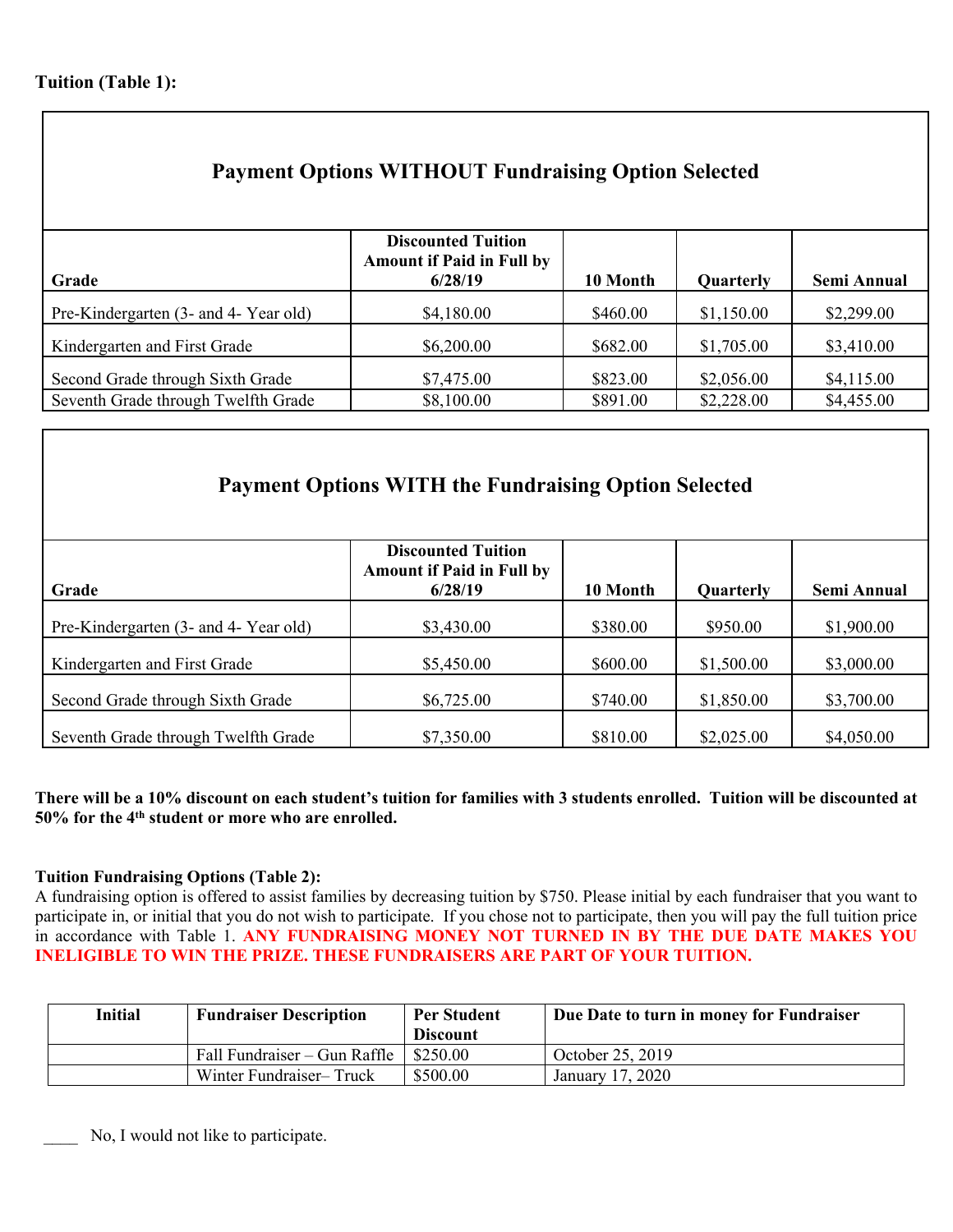**Tuition (Table 1):**

| Payment Options WITHOUT Fundraising Option Selected | | | | |
|---|---|---|---|---|
| **Grade** | **Discounted Tuition Amount if Paid in Full by 6/28/19** | **10 Month** | **Quarterly** | **Semi Annual** |
| Pre-Kindergarten (3- and 4- Year old) | $4,180.00 | $460.00 | $1,150.00 | $2,299.00 |
| Kindergarten and First Grade | $6,200.00 | $682.00 | $1,705.00 | $3,410.00 |
| Second Grade through Sixth Grade | $7,475.00 | $823.00 | $2,056.00 | $4,115.00 |
| Seventh Grade through Twelfth Grade | $8,100.00 | $891.00 | $2,228.00 | $4,455.00 |

| Payment Options WITH the Fundraising Option Selected | | | | |
|---|---|---|---|---|
| **Grade** | **Discounted Tuition Amount if Paid in Full by 6/28/19** | **10 Month** | **Quarterly** | **Semi Annual** |
| Pre-Kindergarten (3- and 4- Year old) | $3,430.00 | $380.00 | $950.00 | $1,900.00 |
| Kindergarten and First Grade | $5,450.00 | $600.00 | $1,500.00 | $3,000.00 |
| Second Grade through Sixth Grade | $6,725.00 | $740.00 | $1,850.00 | $3,700.00 |
| Seventh Grade through Twelfth Grade | $7,350.00 | $810.00 | $2,025.00 | $4,050.00 |

**There will be a 10% discount on each student's tuition for families with 3 students enrolled. Tuition will be discounted at 50% for the 4th student or more who are enrolled.**

**Tuition Fundraising Options (Table 2):**

A fundraising option is offered to assist families by decreasing tuition by $750. Please initial by each fundraiser that you want to participate in, or initial that you do not wish to participate. If you chose not to participate, then you will pay the full tuition price in accordance with Table 1. **ANY FUNDRAISING MONEY NOT TURNED IN BY THE DUE DATE MAKES YOU INELIGIBLE TO WIN THE PRIZE. THESE FUNDRAISERS ARE PART OF YOUR TUITION.**

| Initial | Fundraiser Description | Per Student Discount | Due Date to turn in money for Fundraiser |
|---|---|---|---|
| | Fall Fundraiser – Gun Raffle | $250.00 | October 25, 2019 |
| | Winter Fundraiser– Truck | $500.00 | January 17, 2020 |

____ No, I would not like to participate.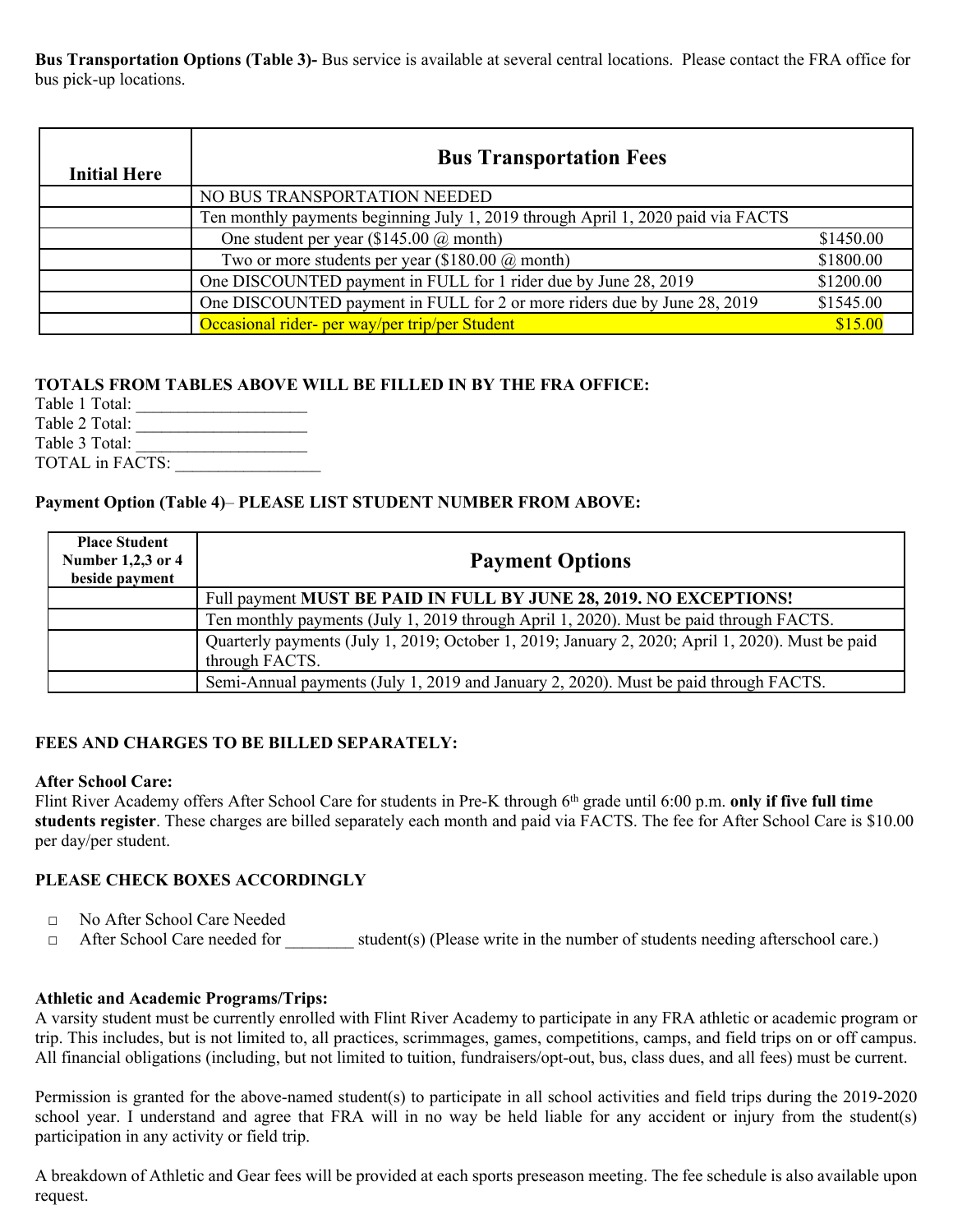**Bus Transportation Options (Table 3)-** Bus service is available at several central locations. Please contact the FRA office for bus pick-up locations.

| Initial Here | Bus Transportation Fees | |
|---|---|---|
| | NO BUS TRANSPORTATION NEEDED | |
| | Ten monthly payments beginning July 1, 2019 through April 1, 2020 paid via FACTS | |
| | One student per year ($145.00 @ month) | $1450.00 |
| | Two or more students per year ($180.00 @ month) | $1800.00 |
| | One DISCOUNTED payment in FULL for 1 rider due by June 28, 2019 | $1200.00 |
| | One DISCOUNTED payment in FULL for 2 or more riders due by June 28, 2019 | $1545.00 |
| | Occasional rider- per way/per trip/per Student | $15.00 |

**TOTALS FROM TABLES ABOVE WILL BE FILLED IN BY THE FRA OFFICE:**

Table 1 Total: ____________________
Table 2 Total: ____________________
Table 3 Total: ____________________
TOTAL in FACTS: _________________

**Payment Option (Table 4)– PLEASE LIST STUDENT NUMBER FROM ABOVE:**

| Place Student Number 1,2,3 or 4 beside payment | Payment Options |
|---|---|
| | Full payment **MUST BE PAID IN FULL BY JUNE 28, 2019. NO EXCEPTIONS!** |
| | Ten monthly payments (July 1, 2019 through April 1, 2020). Must be paid through FACTS. |
| | Quarterly payments (July 1, 2019; October 1, 2019; January 2, 2020; April 1, 2020). Must be paid through FACTS. |
| | Semi-Annual payments (July 1, 2019 and January 2, 2020). Must be paid through FACTS. |

**FEES AND CHARGES TO BE BILLED SEPARATELY:**

**After School Care:**

Flint River Academy offers After School Care for students in Pre-K through 6th grade until 6:00 p.m. **only if five full time students register**. These charges are billed separately each month and paid via FACTS. The fee for After School Care is $10.00 per day/per student.

**PLEASE CHECK BOXES ACCORDINGLY**

- □ No After School Care Needed
- □ After School Care needed for ________ student(s) (Please write in the number of students needing afterschool care.)

**Athletic and Academic Programs/Trips:**

A varsity student must be currently enrolled with Flint River Academy to participate in any FRA athletic or academic program or trip. This includes, but is not limited to, all practices, scrimmages, games, competitions, camps, and field trips on or off campus. All financial obligations (including, but not limited to tuition, fundraisers/opt-out, bus, class dues, and all fees) must be current.

Permission is granted for the above-named student(s) to participate in all school activities and field trips during the 2019-2020 school year. I understand and agree that FRA will in no way be held liable for any accident or injury from the student(s) participation in any activity or field trip.

A breakdown of Athletic and Gear fees will be provided at each sports preseason meeting. The fee schedule is also available upon request.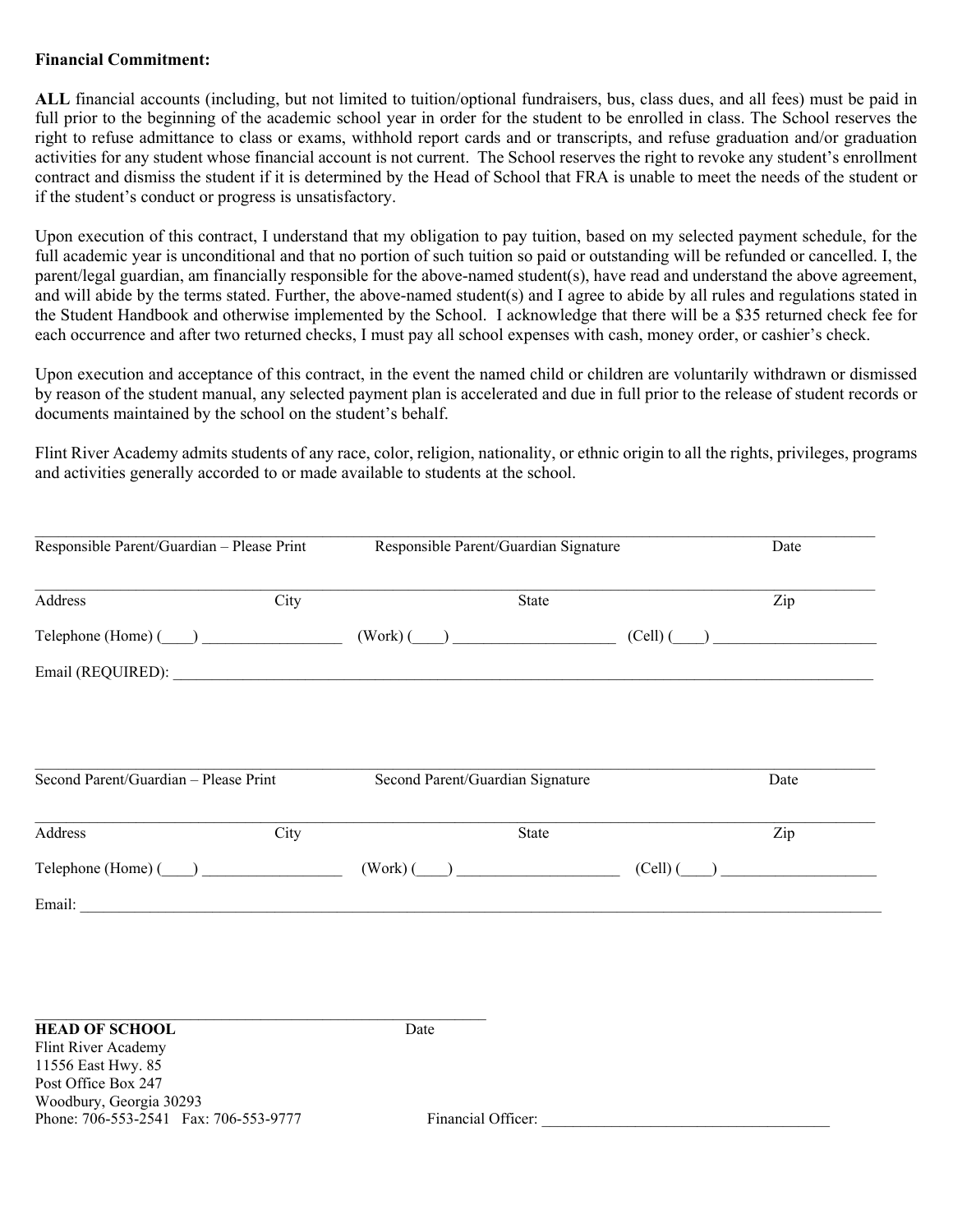**Financial Commitment:**

**ALL** financial accounts (including, but not limited to tuition/optional fundraisers, bus, class dues, and all fees) must be paid in full prior to the beginning of the academic school year in order for the student to be enrolled in class. The School reserves the right to refuse admittance to class or exams, withhold report cards and or transcripts, and refuse graduation and/or graduation activities for any student whose financial account is not current. The School reserves the right to revoke any student's enrollment contract and dismiss the student if it is determined by the Head of School that FRA is unable to meet the needs of the student or if the student's conduct or progress is unsatisfactory.

Upon execution of this contract, I understand that my obligation to pay tuition, based on my selected payment schedule, for the full academic year is unconditional and that no portion of such tuition so paid or outstanding will be refunded or cancelled. I, the parent/legal guardian, am financially responsible for the above-named student(s), have read and understand the above agreement, and will abide by the terms stated. Further, the above-named student(s) and I agree to abide by all rules and regulations stated in the Student Handbook and otherwise implemented by the School. I acknowledge that there will be a $35 returned check fee for each occurrence and after two returned checks, I must pay all school expenses with cash, money order, or cashier's check.

Upon execution and acceptance of this contract, in the event the named child or children are voluntarily withdrawn or dismissed by reason of the student manual, any selected payment plan is accelerated and due in full prior to the release of student records or documents maintained by the school on the student's behalf.

Flint River Academy admits students of any race, color, religion, nationality, or ethnic origin to all the rights, privileges, programs and activities generally accorded to or made available to students at the school.

\_\_\_\_\_\_\_\_\_\_\_\_\_\_\_\_\_\_\_\_\_\_\_\_\_\_\_\_\_\_\_\_\_\_\_\_\_\_\_\_\_\_\_\_\_\_\_\_\_\_\_\_\_\_\_\_\_\_\_\_\_\_\_\_\_\_\_\_\_\_\_\_\_\_\_\_\_\_\_\_\_\_\_\_\_\_\_\_
Responsible Parent/Guardian – Please Print    Responsible Parent/Guardian Signature    Date

\_\_\_\_\_\_\_\_\_\_\_\_\_\_\_\_\_\_\_\_\_\_\_\_\_\_\_\_\_\_\_\_\_\_\_\_\_\_\_\_\_\_\_\_\_\_\_\_\_\_\_\_\_\_\_\_\_\_\_\_\_\_\_\_\_\_\_\_\_\_\_\_\_\_\_\_\_\_\_\_\_\_\_\_\_\_\_\_
Address    City    State    Zip

Telephone (Home) (\_\_\_\_) \_\_\_\_\_\_\_\_\_\_\_\_\_\_\_\_\_\_ (Work) (\_\_\_\_) \_\_\_\_\_\_\_\_\_\_\_\_\_\_\_\_\_\_\_\_ (Cell) (\_\_\_\_) \_\_\_\_\_\_\_\_\_\_\_\_\_\_\_\_\_\_\_\_

Email (REQUIRED): \_\_\_\_\_\_\_\_\_\_\_\_\_\_\_\_\_\_\_\_\_\_\_\_\_\_\_\_\_\_\_\_\_\_\_\_\_\_\_\_\_\_\_\_\_\_\_\_\_\_\_\_\_\_\_\_\_\_\_\_\_\_\_\_\_\_\_\_\_\_\_\_

\_\_\_\_\_\_\_\_\_\_\_\_\_\_\_\_\_\_\_\_\_\_\_\_\_\_\_\_\_\_\_\_\_\_\_\_\_\_\_\_\_\_\_\_\_\_\_\_\_\_\_\_\_\_\_\_\_\_\_\_\_\_\_\_\_\_\_\_\_\_\_\_\_\_\_\_\_\_\_\_\_\_\_\_\_\_\_\_
Second Parent/Guardian – Please Print    Second Parent/Guardian Signature    Date

\_\_\_\_\_\_\_\_\_\_\_\_\_\_\_\_\_\_\_\_\_\_\_\_\_\_\_\_\_\_\_\_\_\_\_\_\_\_\_\_\_\_\_\_\_\_\_\_\_\_\_\_\_\_\_\_\_\_\_\_\_\_\_\_\_\_\_\_\_\_\_\_\_\_\_\_\_\_\_\_\_\_\_\_\_\_\_\_
Address    City    State    Zip

Telephone (Home) (\_\_\_\_) \_\_\_\_\_\_\_\_\_\_\_\_\_\_\_\_\_\_ (Work) (\_\_\_\_) \_\_\_\_\_\_\_\_\_\_\_\_\_\_\_\_\_\_\_\_ (Cell) (\_\_\_\_) \_\_\_\_\_\_\_\_\_\_\_\_\_\_\_\_\_\_\_\_

Email: \_\_\_\_\_\_\_\_\_\_\_\_\_\_\_\_\_\_\_\_\_\_\_\_\_\_\_\_\_\_\_\_\_\_\_\_\_\_\_\_\_\_\_\_\_\_\_\_\_\_\_\_\_\_\_\_\_\_\_\_\_\_\_\_\_\_\_\_\_\_\_\_\_\_\_\_\_\_\_\_

\_\_\_\_\_\_\_\_\_\_\_\_\_\_\_\_\_\_\_\_\_\_\_\_\_\_\_\_\_\_\_\_\_\_\_\_\_\_\_\_\_\_\_\_\_\_\_\_\_\_\_\_\_\_
**HEAD OF SCHOOL**    Date

Flint River Academy
11556 East Hwy. 85
Post Office Box 247
Woodbury, Georgia 30293
Phone: 706-553-2541 Fax: 706-553-9777

Financial Officer: \_\_\_\_\_\_\_\_\_\_\_\_\_\_\_\_\_\_\_\_\_\_\_\_\_\_\_\_\_\_\_\_\_\_\_\_\_\_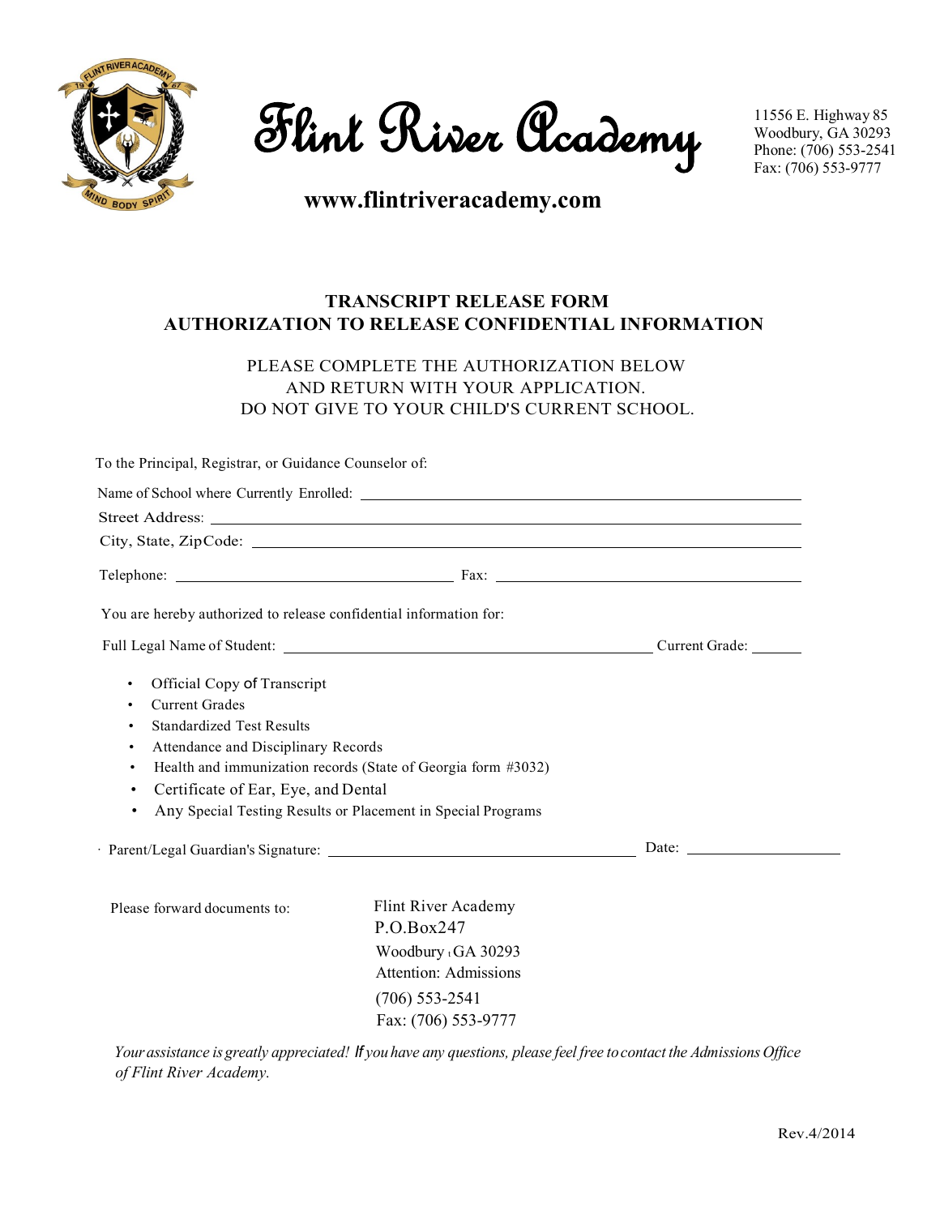# Flint River Academy

11556 E. Highway 85
Woodbury, GA 30293
Phone: (706) 553-2541
Fax: (706) 553-9777

**www.flintriveracademy.com**

## TRANSCRIPT RELEASE FORM
## AUTHORIZATION TO RELEASE CONFIDENTIAL INFORMATION

PLEASE COMPLETE THE AUTHORIZATION BELOW
AND RETURN WITH YOUR APPLICATION.
DO NOT GIVE TO YOUR CHILD'S CURRENT SCHOOL.

To the Principal, Registrar, or Guidance Counselor of:

Name of School where Currently Enrolled: ____________________________________________

Street Address: ____________________________________________

City, State, ZipCode: ____________________________________________

Telephone: ______________________ Fax: ______________________

You are hereby authorized to release confidential information for:

Full Legal Name of Student: ______________________________ Current Grade: ________

- Official Copy of Transcript
- Current Grades
- Standardized Test Results
- Attendance and Disciplinary Records
- Health and immunization records (State of Georgia form #3032)
- Certificate of Ear, Eye, and Dental
- Any Special Testing Results or Placement in Special Programs

Parent/Legal Guardian's Signature: ______________________________ Date: ______________

Please forward documents to:

Flint River Academy
P.O.Box247
Woodbury, GA 30293
Attention: Admissions
(706) 553-2541
Fax: (706) 553-9777

*Your assistance is greatly appreciated! If you have any questions, please feel free to contact the Admissions Office of Flint River Academy.*

Rev.4/2014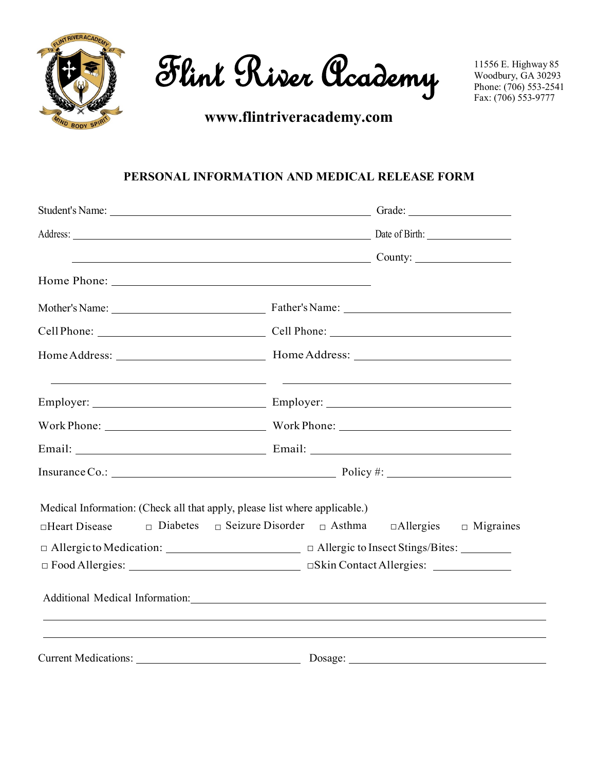# Flint River Academy

**www.flintriveracademy.com**

11556 E. Highway 85
Woodbury, GA 30293
Phone: (706) 553-2541
Fax: (706) 553-9777

## PERSONAL INFORMATION AND MEDICAL RELEASE FORM

Student's Name: ______________________________ Grade: ____________

Address: ______________________________ Date of Birth: ____________

______________________________ County: ____________

Home Phone: ______________________________

Mother's Name: ____________________ Father's Name: ____________________

Cell Phone: ____________________ Cell Phone: ____________________

Home Address: ____________________ Home Address: ____________________

____________________ ____________________

Employer: ____________________ Employer: ____________________

Work Phone: ____________________ Work Phone: ____________________

Email: ____________________ Email: ____________________

Insurance Co.: ______________________________ Policy #: ____________

Medical Information: (Check all that apply, please list where applicable.)

□Heart Disease □ Diabetes □ Seizure Disorder □ Asthma □Allergies □ Migraines

□ Allergic to Medication: ____________________ □ Allergic to Insect Stings/Bites: ____________

□ Food Allergies: ____________________ □Skin Contact Allergies: ____________

Additional Medical Information: ______________________________

______________________________

______________________________

Current Medications: ____________________ Dosage: ____________________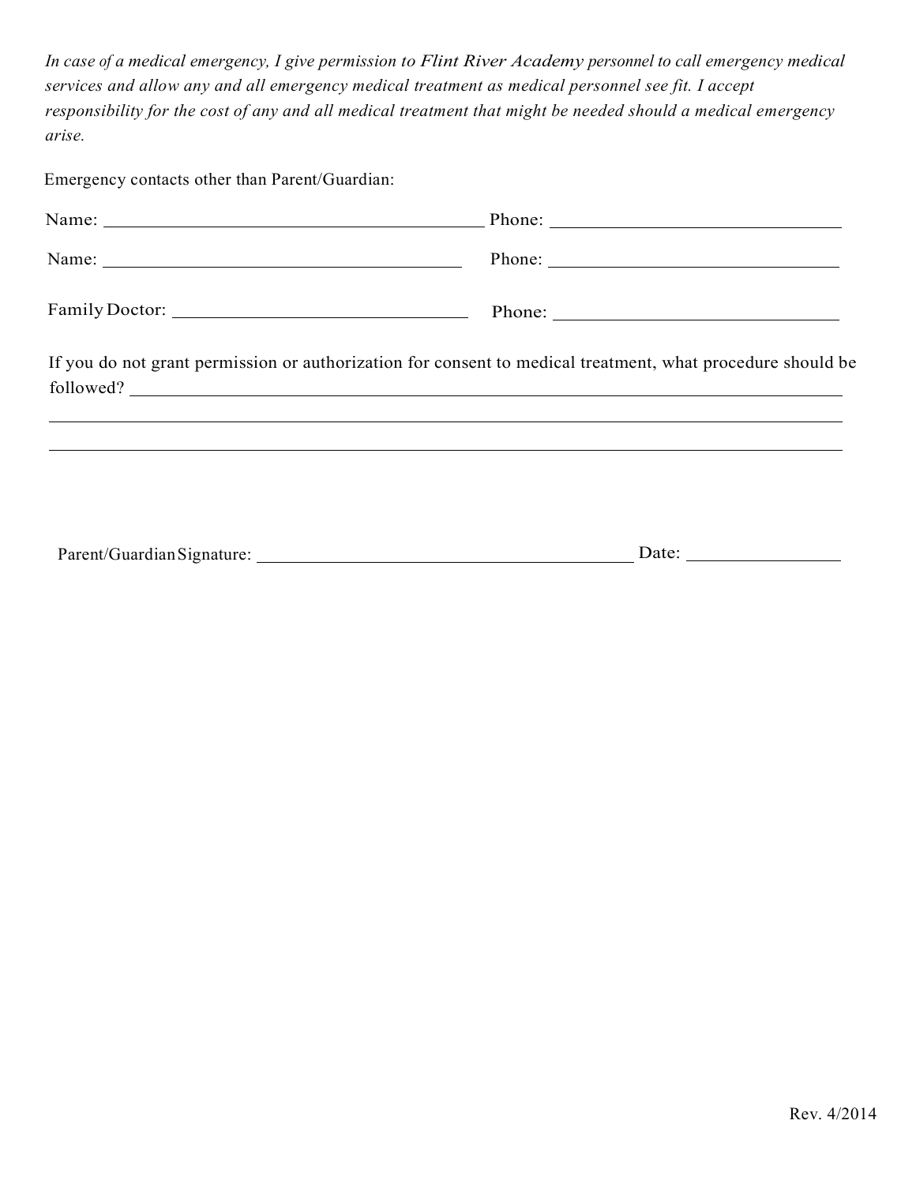*In case of a medical emergency, I give permission to Flint River Academy personnel to call emergency medical services and allow any and all emergency medical treatment as medical personnel see fit. I accept responsibility for the cost of any and all medical treatment that might be needed should a medical emergency arise.*

Emergency contacts other than Parent/Guardian:

Name: ______________________________ Phone: ______________________________

Name: ______________________________ Phone: ______________________________

Family Doctor: ______________________________ Phone: ______________________________

If you do not grant permission or authorization for consent to medical treatment, what procedure should be followed? ______________________________________________________________

______________________________________________________________

______________________________________________________________

Parent/Guardian Signature: ______________________________ Date: ______________

Rev. 4/2014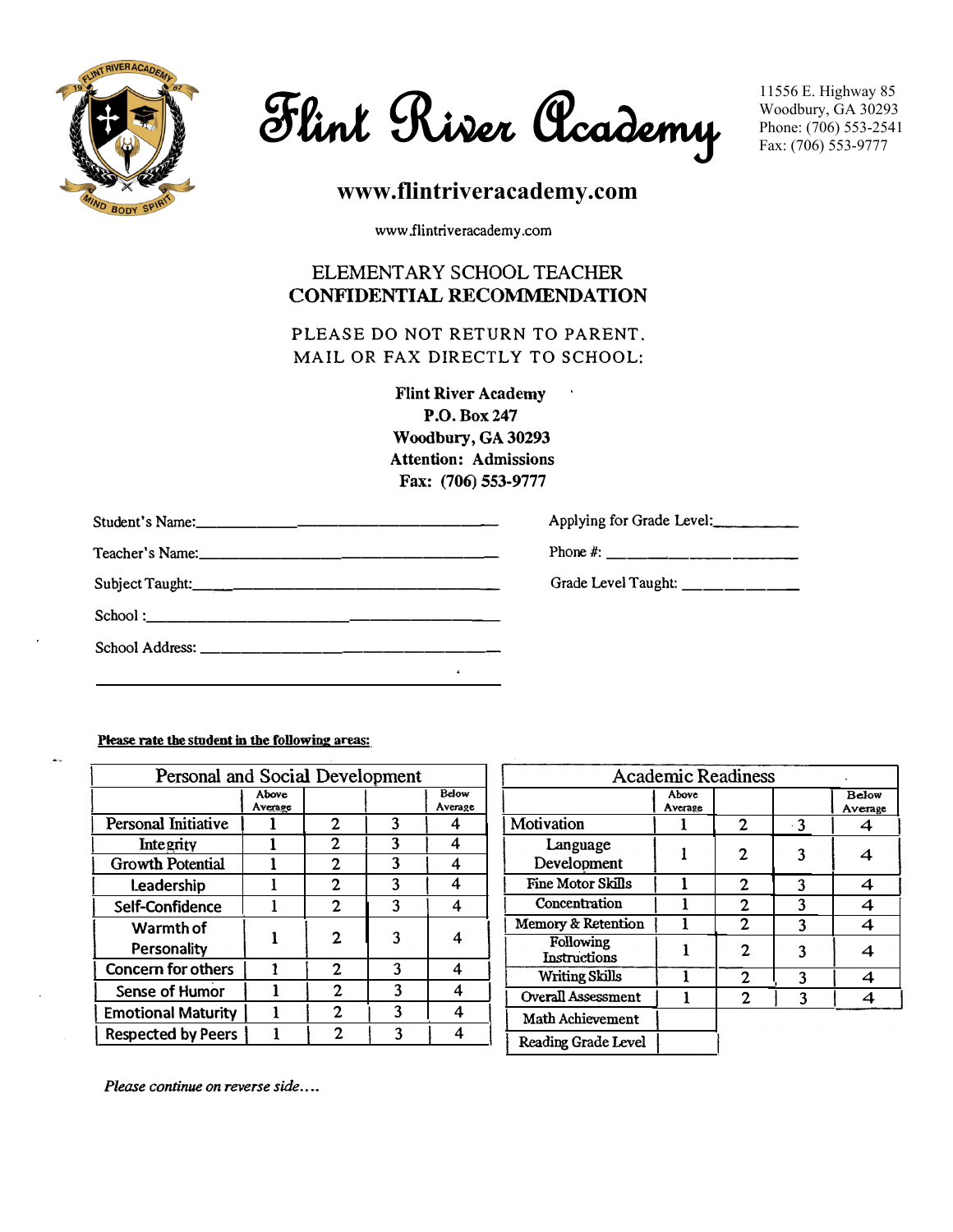# Flint River Academy

11556 E. Highway 85
Woodbury, GA 30293
Phone: (706) 553-2541
Fax: (706) 553-9777

## www.flintriveracademy.com

www.flintriveracademy.com

ELEMENTARY SCHOOL TEACHER
**CONFIDENTIAL RECOMMENDATION**

PLEASE DO NOT RETURN TO PARENT.
MAIL OR FAX DIRECTLY TO SCHOOL:

**Flint River Academy**
**P.O. Box 247**
**Woodbury, GA 30293**
**Attention: Admissions**
**Fax: (706) 553-9777**

Student's Name:________________________________________

Applying for Grade Level:__________

Teacher's Name:________________________________________

Phone #: ______________________

Subject Taught:________________________________________

Grade Level Taught: ______________

School :________________________________________

School Address: ________________________________________

________________________________________

**Please rate the student in the following areas:**

| Personal and Social Development | | | | |
|---|---|---|---|---|
| | Above Average | | | Below Average |
| Personal Initiative | 1 | 2 | 3 | 4 |
| Integrity | 1 | 2 | 3 | 4 |
| Growth Potential | 1 | 2 | 3 | 4 |
| Leadership | 1 | 2 | 3 | 4 |
| Self-Confidence | 1 | 2 | 3 | 4 |
| Warmth of Personality | 1 | 2 | 3 | 4 |
| Concern for others | 1 | 2 | 3 | 4 |
| Sense of Humor | 1 | 2 | 3 | 4 |
| Emotional Maturity | 1 | 2 | 3 | 4 |
| Respected by Peers | 1 | 2 | 3 | 4 |

| Academic Readiness | | | | |
|---|---|---|---|---|
| | Above Average | | | Below Average |
| Motivation | 1 | 2 | 3 | 4 |
| Language Development | 1 | 2 | 3 | 4 |
| Fine Motor Skills | 1 | 2 | 3 | 4 |
| Concentration | 1 | 2 | 3 | 4 |
| Memory & Retention | 1 | 2 | 3 | 4 |
| Following Instructions | 1 | 2 | 3 | 4 |
| Writing Skills | 1 | 2 | 3 | 4 |
| Overall Assessment | 1 | 2 | 3 | 4 |
| Math Achievement | | | | |
| Reading Grade Level | | | | |

*Please continue on reverse side….*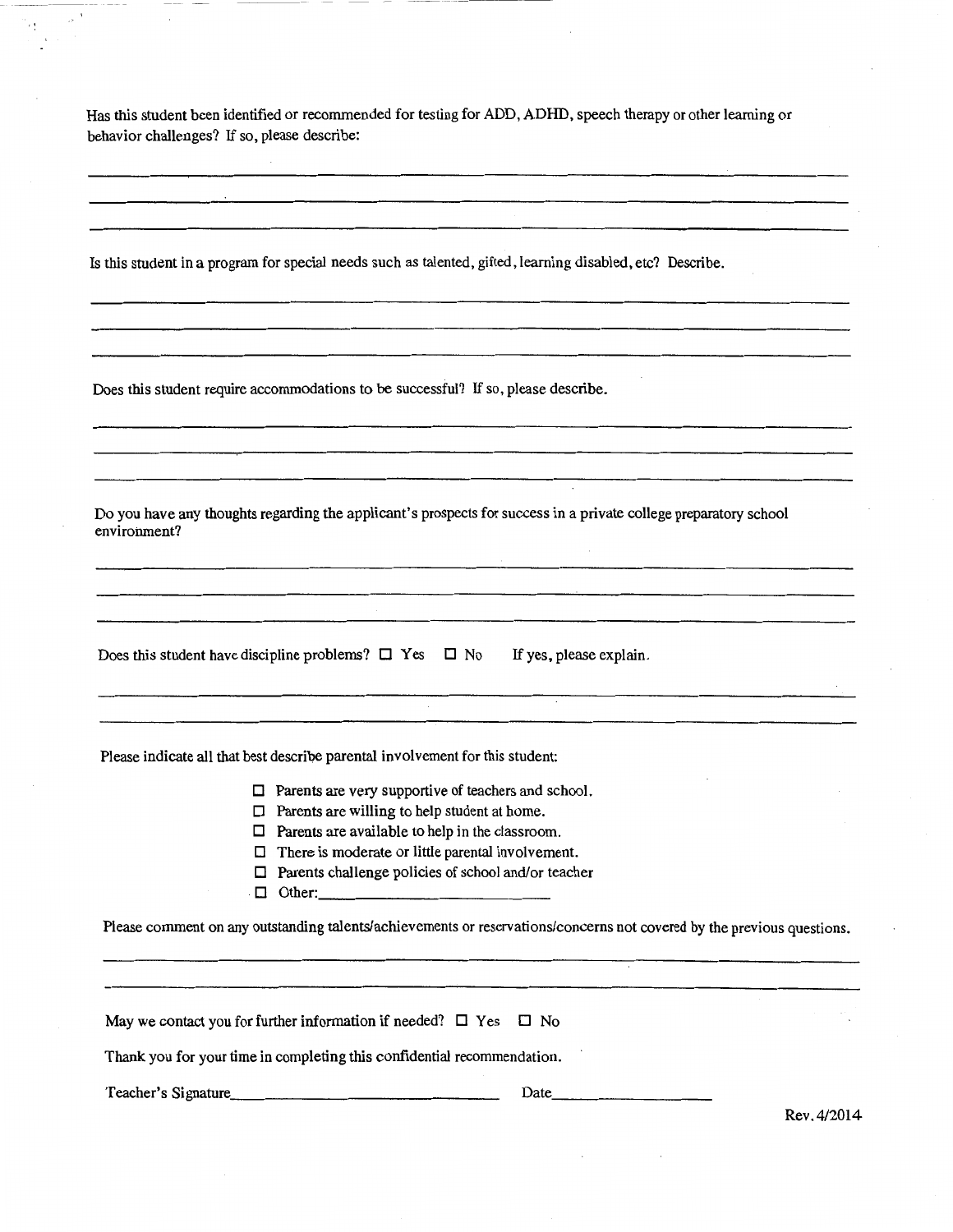Has this student been identified or recommended for testing for ADD, ADHD, speech therapy or other learning or behavior challenges? If so, please describe:

_______________________________________________________________________________

_______________________________________________________________________________

_______________________________________________________________________________

Is this student in a program for special needs such as talented, gifted, learning disabled, etc? Describe.

_______________________________________________________________________________

_______________________________________________________________________________

_______________________________________________________________________________

Does this student require accommodations to be successful? If so, please describe.

_______________________________________________________________________________

_______________________________________________________________________________

_______________________________________________________________________________

Do you have any thoughts regarding the applicant's prospects for success in a private college preparatory school environment?

_______________________________________________________________________________

_______________________________________________________________________________

_______________________________________________________________________________

Does this student have discipline problems? ☐ Yes ☐ No If yes, please explain.

_______________________________________________________________________________

_______________________________________________________________________________

Please indicate all that best describe parental involvement for this student:

- ☐ Parents are very supportive of teachers and school.
- ☐ Parents are willing to help student at home.
- ☐ Parents are available to help in the classroom.
- ☐ There is moderate or little parental involvement.
- ☐ Parents challenge policies of school and/or teacher
- ☐ Other:______________________

Please comment on any outstanding talents/achievements or reservations/concerns not covered by the previous questions.

_______________________________________________________________________________

_______________________________________________________________________________

May we contact you for further information if needed? ☐ Yes ☐ No

Thank you for your time in completing this confidential recommendation.

Teacher's Signature______________________________ Date__________________

Rev. 4/2014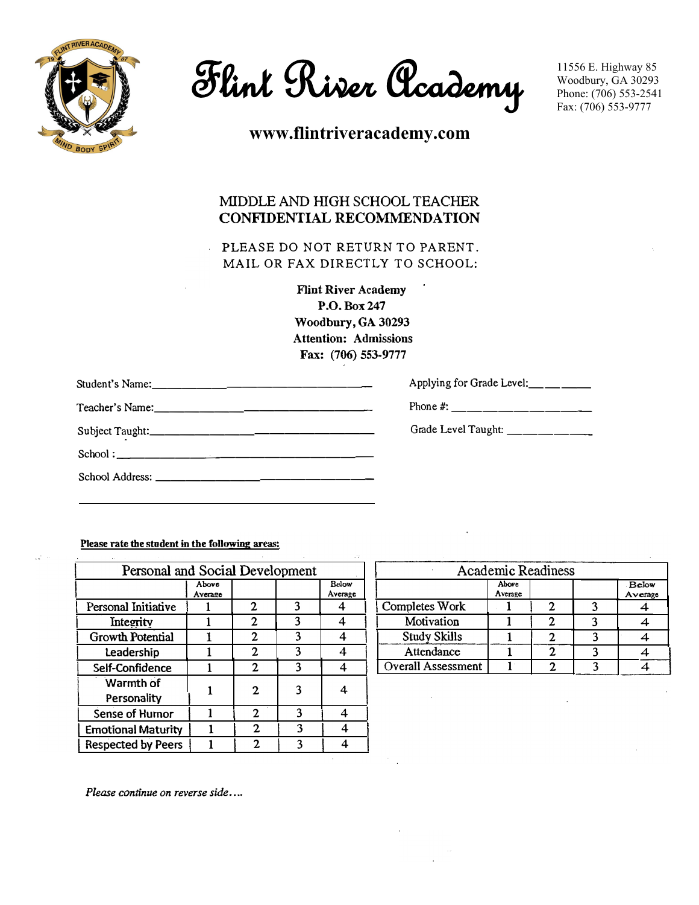# Flint River Academy

11556 E. Highway 85
Woodbury, GA 30293
Phone: (706) 553-2541
Fax: (706) 553-9777

**www.flintriveracademy.com**

## MIDDLE AND HIGH SCHOOL TEACHER
## CONFIDENTIAL RECOMMENDATION

PLEASE DO NOT RETURN TO PARENT.
MAIL OR FAX DIRECTLY TO SCHOOL:

**Flint River Academy**
**P.O. Box 247**
**Woodbury, GA 30293**
**Attention: Admissions**
**Fax: (706) 553-9777**

Student's Name: ______________________________ Applying for Grade Level: __________

Teacher's Name: ______________________________ Phone #: ____________________

Subject Taught: ______________________________ Grade Level Taught: ______________

School : ______________________________

School Address: ______________________________

______________________________

**Please rate the student in the following areas:**

| Personal and Social Development | | | | |
|---|---|---|---|---|
| | Above Average | | | Below Average |
| Personal Initiative | 1 | 2 | 3 | 4 |
| Integrity | 1 | 2 | 3 | 4 |
| Growth Potential | 1 | 2 | 3 | 4 |
| Leadership | 1 | 2 | 3 | 4 |
| Self-Confidence | 1 | 2 | 3 | 4 |
| Warmth of Personality | 1 | 2 | 3 | 4 |
| Sense of Humor | 1 | 2 | 3 | 4 |
| Emotional Maturity | 1 | 2 | 3 | 4 |
| Respected by Peers | 1 | 2 | 3 | 4 |

| Academic Readiness | | | | |
|---|---|---|---|---|
| | Above Average | | | Below Average |
| Completes Work | 1 | 2 | 3 | 4 |
| Motivation | 1 | 2 | 3 | 4 |
| Study Skills | 1 | 2 | 3 | 4 |
| Attendance | 1 | 2 | 3 | 4 |
| Overall Assessment | 1 | 2 | 3 | 4 |

*Please continue on reverse side….*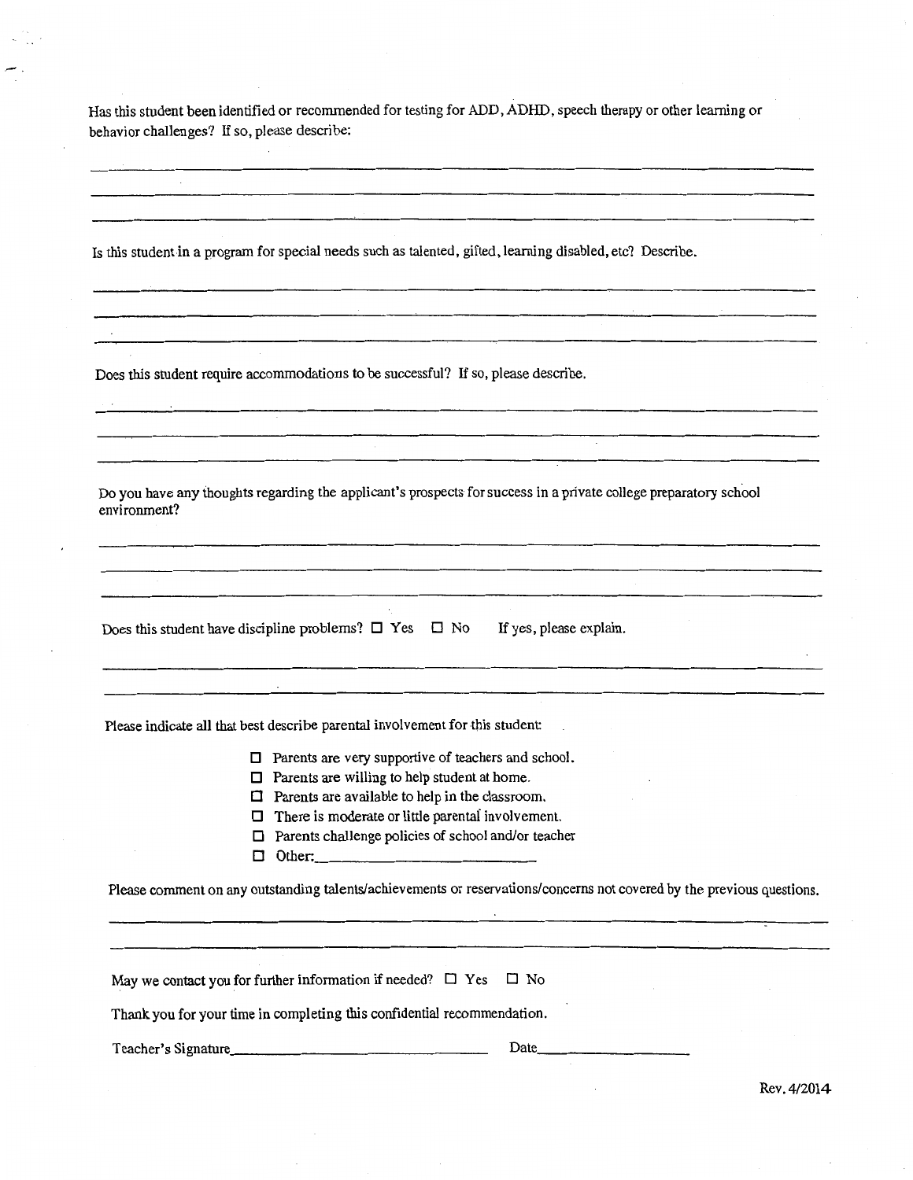Has this student been identified or recommended for testing for ADD, ADHD, speech therapy or other learning or behavior challenges? If so, please describe:

\_\_\_\_\_\_\_\_\_\_\_\_\_\_\_\_\_\_\_\_\_\_\_\_\_\_\_\_\_\_\_\_\_\_\_\_\_\_\_\_\_\_\_\_\_\_\_\_\_\_\_\_\_\_\_\_\_\_\_\_\_\_\_\_\_\_\_\_\_\_\_\_\_\_\_\_\_\_

\_\_\_\_\_\_\_\_\_\_\_\_\_\_\_\_\_\_\_\_\_\_\_\_\_\_\_\_\_\_\_\_\_\_\_\_\_\_\_\_\_\_\_\_\_\_\_\_\_\_\_\_\_\_\_\_\_\_\_\_\_\_\_\_\_\_\_\_\_\_\_\_\_\_\_\_\_\_

\_\_\_\_\_\_\_\_\_\_\_\_\_\_\_\_\_\_\_\_\_\_\_\_\_\_\_\_\_\_\_\_\_\_\_\_\_\_\_\_\_\_\_\_\_\_\_\_\_\_\_\_\_\_\_\_\_\_\_\_\_\_\_\_\_\_\_\_\_\_\_\_\_\_\_\_\_\_

Is this student in a program for special needs such as talented, gifted, learning disabled, etc? Describe.

\_\_\_\_\_\_\_\_\_\_\_\_\_\_\_\_\_\_\_\_\_\_\_\_\_\_\_\_\_\_\_\_\_\_\_\_\_\_\_\_\_\_\_\_\_\_\_\_\_\_\_\_\_\_\_\_\_\_\_\_\_\_\_\_\_\_\_\_\_\_\_\_\_\_\_\_\_\_

\_\_\_\_\_\_\_\_\_\_\_\_\_\_\_\_\_\_\_\_\_\_\_\_\_\_\_\_\_\_\_\_\_\_\_\_\_\_\_\_\_\_\_\_\_\_\_\_\_\_\_\_\_\_\_\_\_\_\_\_\_\_\_\_\_\_\_\_\_\_\_\_\_\_\_\_\_\_

\_\_\_\_\_\_\_\_\_\_\_\_\_\_\_\_\_\_\_\_\_\_\_\_\_\_\_\_\_\_\_\_\_\_\_\_\_\_\_\_\_\_\_\_\_\_\_\_\_\_\_\_\_\_\_\_\_\_\_\_\_\_\_\_\_\_\_\_\_\_\_\_\_\_\_\_\_\_

Does this student require accommodations to be successful? If so, please describe.

\_\_\_\_\_\_\_\_\_\_\_\_\_\_\_\_\_\_\_\_\_\_\_\_\_\_\_\_\_\_\_\_\_\_\_\_\_\_\_\_\_\_\_\_\_\_\_\_\_\_\_\_\_\_\_\_\_\_\_\_\_\_\_\_\_\_\_\_\_\_\_\_\_\_\_\_\_\_

\_\_\_\_\_\_\_\_\_\_\_\_\_\_\_\_\_\_\_\_\_\_\_\_\_\_\_\_\_\_\_\_\_\_\_\_\_\_\_\_\_\_\_\_\_\_\_\_\_\_\_\_\_\_\_\_\_\_\_\_\_\_\_\_\_\_\_\_\_\_\_\_\_\_\_\_\_\_

\_\_\_\_\_\_\_\_\_\_\_\_\_\_\_\_\_\_\_\_\_\_\_\_\_\_\_\_\_\_\_\_\_\_\_\_\_\_\_\_\_\_\_\_\_\_\_\_\_\_\_\_\_\_\_\_\_\_\_\_\_\_\_\_\_\_\_\_\_\_\_\_\_\_\_\_\_\_

Do you have any thoughts regarding the applicant's prospects for success in a private college preparatory school environment?

\_\_\_\_\_\_\_\_\_\_\_\_\_\_\_\_\_\_\_\_\_\_\_\_\_\_\_\_\_\_\_\_\_\_\_\_\_\_\_\_\_\_\_\_\_\_\_\_\_\_\_\_\_\_\_\_\_\_\_\_\_\_\_\_\_\_\_\_\_\_\_\_\_\_\_\_\_\_

\_\_\_\_\_\_\_\_\_\_\_\_\_\_\_\_\_\_\_\_\_\_\_\_\_\_\_\_\_\_\_\_\_\_\_\_\_\_\_\_\_\_\_\_\_\_\_\_\_\_\_\_\_\_\_\_\_\_\_\_\_\_\_\_\_\_\_\_\_\_\_\_\_\_\_\_\_\_

\_\_\_\_\_\_\_\_\_\_\_\_\_\_\_\_\_\_\_\_\_\_\_\_\_\_\_\_\_\_\_\_\_\_\_\_\_\_\_\_\_\_\_\_\_\_\_\_\_\_\_\_\_\_\_\_\_\_\_\_\_\_\_\_\_\_\_\_\_\_\_\_\_\_\_\_\_\_

Does this student have discipline problems? ☐ Yes ☐ No If yes, please explain.

\_\_\_\_\_\_\_\_\_\_\_\_\_\_\_\_\_\_\_\_\_\_\_\_\_\_\_\_\_\_\_\_\_\_\_\_\_\_\_\_\_\_\_\_\_\_\_\_\_\_\_\_\_\_\_\_\_\_\_\_\_\_\_\_\_\_\_\_\_\_\_\_\_\_\_\_\_\_

\_\_\_\_\_\_\_\_\_\_\_\_\_\_\_\_\_\_\_\_\_\_\_\_\_\_\_\_\_\_\_\_\_\_\_\_\_\_\_\_\_\_\_\_\_\_\_\_\_\_\_\_\_\_\_\_\_\_\_\_\_\_\_\_\_\_\_\_\_\_\_\_\_\_\_\_\_\_

Please indicate all that best describe parental involvement for this student:

- ☐ Parents are very supportive of teachers and school.
- ☐ Parents are willing to help student at home.
- ☐ Parents are available to help in the classroom.
- ☐ There is moderate or little parental involvement.
- ☐ Parents challenge policies of school and/or teacher
- ☐ Other:\_\_\_\_\_\_\_\_\_\_\_\_\_\_\_\_\_\_\_\_\_\_\_\_\_\_\_\_

Please comment on any outstanding talents/achievements or reservations/concerns not covered by the previous questions.

\_\_\_\_\_\_\_\_\_\_\_\_\_\_\_\_\_\_\_\_\_\_\_\_\_\_\_\_\_\_\_\_\_\_\_\_\_\_\_\_\_\_\_\_\_\_\_\_\_\_\_\_\_\_\_\_\_\_\_\_\_\_\_\_\_\_\_\_\_\_\_\_\_\_\_\_\_\_

\_\_\_\_\_\_\_\_\_\_\_\_\_\_\_\_\_\_\_\_\_\_\_\_\_\_\_\_\_\_\_\_\_\_\_\_\_\_\_\_\_\_\_\_\_\_\_\_\_\_\_\_\_\_\_\_\_\_\_\_\_\_\_\_\_\_\_\_\_\_\_\_\_\_\_\_\_\_

May we contact you for further information if needed? ☐ Yes ☐ No

Thank you for your time in completing this confidential recommendation.

Teacher's Signature\_\_\_\_\_\_\_\_\_\_\_\_\_\_\_\_\_\_\_\_\_\_\_\_\_\_\_\_\_\_\_\_\_\_ Date\_\_\_\_\_\_\_\_\_\_\_\_\_\_\_\_\_\_\_\_

Rev. 4/2014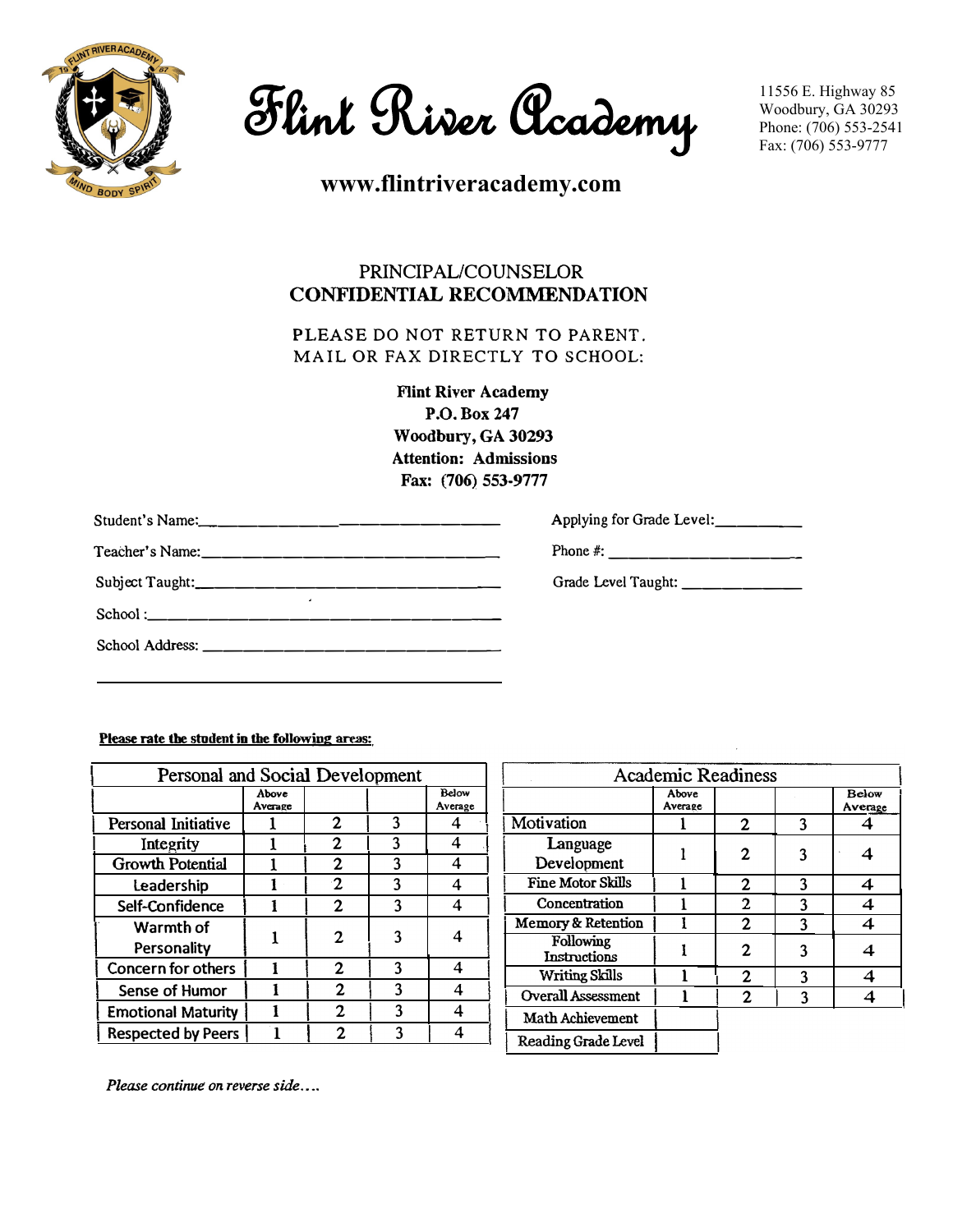# Flint River Academy

11556 E. Highway 85
Woodbury, GA 30293
Phone: (706) 553-2541
Fax: (706) 553-9777

**www.flintriveracademy.com**

## PRINCIPAL/COUNSELOR
## CONFIDENTIAL RECOMMENDATION

PLEASE DO NOT RETURN TO PARENT.
MAIL OR FAX DIRECTLY TO SCHOOL:

**Flint River Academy**
**P.O. Box 247**
**Woodbury, GA 30293**
**Attention: Admissions**
**Fax: (706) 553-9777**

Student's Name:______________________________ Applying for Grade Level:__________

Teacher's Name:______________________________ Phone #: ____________________

Subject Taught:______________________________ Grade Level Taught: ______________

School :______________________________

School Address: ______________________________

______________________________

**Please rate the student in the following areas:**

| Personal and Social Development | Above Average | | | Below Average |
|---|---|---|---|---|
| Personal Initiative | 1 | 2 | 3 | 4 |
| Integrity | 1 | 2 | 3 | 4 |
| Growth Potential | 1 | 2 | 3 | 4 |
| Leadership | 1 | 2 | 3 | 4 |
| Self-Confidence | 1 | 2 | 3 | 4 |
| Warmth of Personality | 1 | 2 | 3 | 4 |
| Concern for others | 1 | 2 | 3 | 4 |
| Sense of Humor | 1 | 2 | 3 | 4 |
| Emotional Maturity | 1 | 2 | 3 | 4 |
| Respected by Peers | 1 | 2 | 3 | 4 |

| Academic Readiness | Above Average | | | Below Average |
|---|---|---|---|---|
| Motivation | 1 | 2 | 3 | 4 |
| Language Development | 1 | 2 | 3 | 4 |
| Fine Motor Skills | 1 | 2 | 3 | 4 |
| Concentration | 1 | 2 | 3 | 4 |
| Memory & Retention | 1 | 2 | 3 | 4 |
| Following Instructions | 1 | 2 | 3 | 4 |
| Writing Skills | 1 | 2 | 3 | 4 |
| Overall Assessment | 1 | 2 | 3 | 4 |
| Math Achievement | | | | |
| Reading Grade Level | | | | |

*Please continue on reverse side….*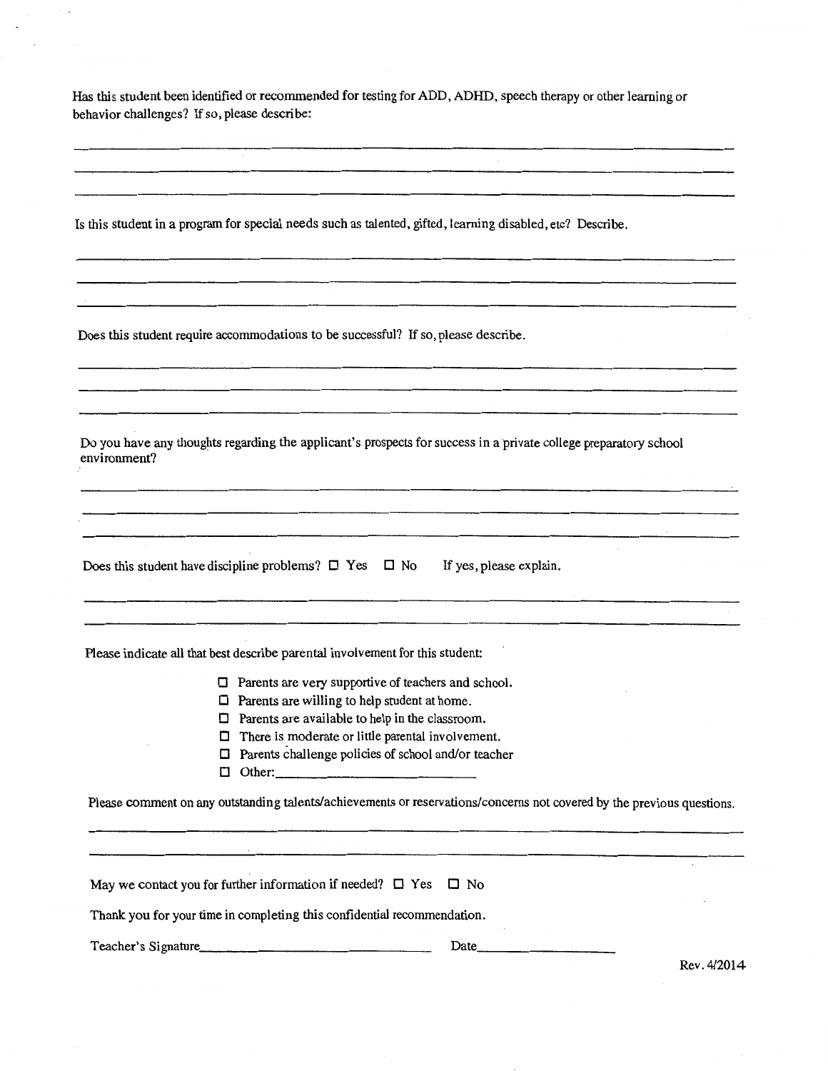Has this student been identified or recommended for testing for ADD, ADHD, speech therapy or other learning or behavior challenges? If so, please describe:

\_\_\_\_\_\_\_\_\_\_\_\_\_\_\_\_\_\_\_\_\_\_\_\_\_\_\_\_\_\_\_\_\_\_\_\_\_\_\_\_\_\_\_\_\_\_\_\_\_\_\_\_\_\_\_\_\_\_\_\_\_\_\_\_\_\_\_\_\_\_\_\_\_\_\_\_\_\_

\_\_\_\_\_\_\_\_\_\_\_\_\_\_\_\_\_\_\_\_\_\_\_\_\_\_\_\_\_\_\_\_\_\_\_\_\_\_\_\_\_\_\_\_\_\_\_\_\_\_\_\_\_\_\_\_\_\_\_\_\_\_\_\_\_\_\_\_\_\_\_\_\_\_\_\_\_\_

\_\_\_\_\_\_\_\_\_\_\_\_\_\_\_\_\_\_\_\_\_\_\_\_\_\_\_\_\_\_\_\_\_\_\_\_\_\_\_\_\_\_\_\_\_\_\_\_\_\_\_\_\_\_\_\_\_\_\_\_\_\_\_\_\_\_\_\_\_\_\_\_\_\_\_\_\_\_

Is this student in a program for special needs such as talented, gifted, learning disabled, etc? Describe.

\_\_\_\_\_\_\_\_\_\_\_\_\_\_\_\_\_\_\_\_\_\_\_\_\_\_\_\_\_\_\_\_\_\_\_\_\_\_\_\_\_\_\_\_\_\_\_\_\_\_\_\_\_\_\_\_\_\_\_\_\_\_\_\_\_\_\_\_\_\_\_\_\_\_\_\_\_\_

\_\_\_\_\_\_\_\_\_\_\_\_\_\_\_\_\_\_\_\_\_\_\_\_\_\_\_\_\_\_\_\_\_\_\_\_\_\_\_\_\_\_\_\_\_\_\_\_\_\_\_\_\_\_\_\_\_\_\_\_\_\_\_\_\_\_\_\_\_\_\_\_\_\_\_\_\_\_

\_\_\_\_\_\_\_\_\_\_\_\_\_\_\_\_\_\_\_\_\_\_\_\_\_\_\_\_\_\_\_\_\_\_\_\_\_\_\_\_\_\_\_\_\_\_\_\_\_\_\_\_\_\_\_\_\_\_\_\_\_\_\_\_\_\_\_\_\_\_\_\_\_\_\_\_\_\_

Does this student require accommodations to be successful? If so, please describe.

\_\_\_\_\_\_\_\_\_\_\_\_\_\_\_\_\_\_\_\_\_\_\_\_\_\_\_\_\_\_\_\_\_\_\_\_\_\_\_\_\_\_\_\_\_\_\_\_\_\_\_\_\_\_\_\_\_\_\_\_\_\_\_\_\_\_\_\_\_\_\_\_\_\_\_\_\_\_

\_\_\_\_\_\_\_\_\_\_\_\_\_\_\_\_\_\_\_\_\_\_\_\_\_\_\_\_\_\_\_\_\_\_\_\_\_\_\_\_\_\_\_\_\_\_\_\_\_\_\_\_\_\_\_\_\_\_\_\_\_\_\_\_\_\_\_\_\_\_\_\_\_\_\_\_\_\_

\_\_\_\_\_\_\_\_\_\_\_\_\_\_\_\_\_\_\_\_\_\_\_\_\_\_\_\_\_\_\_\_\_\_\_\_\_\_\_\_\_\_\_\_\_\_\_\_\_\_\_\_\_\_\_\_\_\_\_\_\_\_\_\_\_\_\_\_\_\_\_\_\_\_\_\_\_\_

Do you have any thoughts regarding the applicant's prospects for success in a private college preparatory school environment?

\_\_\_\_\_\_\_\_\_\_\_\_\_\_\_\_\_\_\_\_\_\_\_\_\_\_\_\_\_\_\_\_\_\_\_\_\_\_\_\_\_\_\_\_\_\_\_\_\_\_\_\_\_\_\_\_\_\_\_\_\_\_\_\_\_\_\_\_\_\_\_\_\_\_\_\_\_\_

\_\_\_\_\_\_\_\_\_\_\_\_\_\_\_\_\_\_\_\_\_\_\_\_\_\_\_\_\_\_\_\_\_\_\_\_\_\_\_\_\_\_\_\_\_\_\_\_\_\_\_\_\_\_\_\_\_\_\_\_\_\_\_\_\_\_\_\_\_\_\_\_\_\_\_\_\_\_

\_\_\_\_\_\_\_\_\_\_\_\_\_\_\_\_\_\_\_\_\_\_\_\_\_\_\_\_\_\_\_\_\_\_\_\_\_\_\_\_\_\_\_\_\_\_\_\_\_\_\_\_\_\_\_\_\_\_\_\_\_\_\_\_\_\_\_\_\_\_\_\_\_\_\_\_\_\_

Does this student have discipline problems? ☐ Yes ☐ No If yes, please explain.

\_\_\_\_\_\_\_\_\_\_\_\_\_\_\_\_\_\_\_\_\_\_\_\_\_\_\_\_\_\_\_\_\_\_\_\_\_\_\_\_\_\_\_\_\_\_\_\_\_\_\_\_\_\_\_\_\_\_\_\_\_\_\_\_\_\_\_\_\_\_\_\_\_\_\_\_\_\_

\_\_\_\_\_\_\_\_\_\_\_\_\_\_\_\_\_\_\_\_\_\_\_\_\_\_\_\_\_\_\_\_\_\_\_\_\_\_\_\_\_\_\_\_\_\_\_\_\_\_\_\_\_\_\_\_\_\_\_\_\_\_\_\_\_\_\_\_\_\_\_\_\_\_\_\_\_\_

Please indicate all that best describe parental involvement for this student:

- ☐ Parents are very supportive of teachers and school.
- ☐ Parents are willing to help student at home.
- ☐ Parents are available to help in the classroom.
- ☐ There is moderate or little parental involvement.
- ☐ Parents challenge policies of school and/or teacher
- ☐ Other:\_\_\_\_\_\_\_\_\_\_\_\_\_\_\_\_\_\_\_\_\_\_\_\_

Please comment on any outstanding talents/achievements or reservations/concerns not covered by the previous questions.

\_\_\_\_\_\_\_\_\_\_\_\_\_\_\_\_\_\_\_\_\_\_\_\_\_\_\_\_\_\_\_\_\_\_\_\_\_\_\_\_\_\_\_\_\_\_\_\_\_\_\_\_\_\_\_\_\_\_\_\_\_\_\_\_\_\_\_\_\_\_\_\_\_\_\_\_\_\_

\_\_\_\_\_\_\_\_\_\_\_\_\_\_\_\_\_\_\_\_\_\_\_\_\_\_\_\_\_\_\_\_\_\_\_\_\_\_\_\_\_\_\_\_\_\_\_\_\_\_\_\_\_\_\_\_\_\_\_\_\_\_\_\_\_\_\_\_\_\_\_\_\_\_\_\_\_\_

May we contact you for further information if needed? ☐ Yes ☐ No

Thank you for your time in completing this confidential recommendation.

Teacher's Signature\_\_\_\_\_\_\_\_\_\_\_\_\_\_\_\_\_\_\_\_\_\_\_\_\_\_\_\_\_\_ Date\_\_\_\_\_\_\_\_\_\_\_\_\_\_\_\_\_\_

Rev. 4/2014